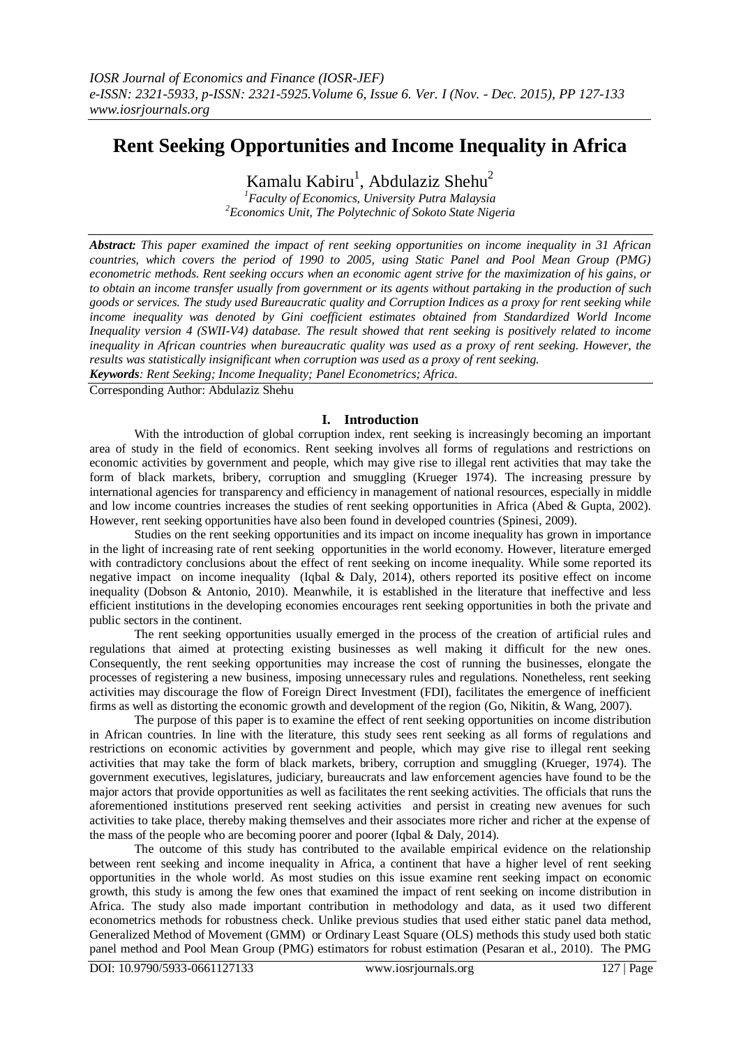# Rent Seeking Opportunities and Income Inequality in Africa

Kamalu Kabiru[1], Abdulaziz Shehu[2]

[1]*Faculty of Economics, University Putra Malaysia*
[2]*Economics Unit, The Polytechnic of Sokoto State Nigeria*

***Abstract:*** *This paper examined the impact of rent seeking opportunities on income inequality in 31 African countries, which covers the period of 1990 to 2005, using Static Panel and Pool Mean Group (PMG) econometric methods. Rent seeking occurs when an economic agent strive for the maximization of his gains, or to obtain an income transfer usually from government or its agents without partaking in the production of such goods or services. The study used Bureaucratic quality and Corruption Indices as a proxy for rent seeking while income inequality was denoted by Gini coefficient estimates obtained from Standardized World Income Inequality version 4 (SWII-V4) database. The result showed that rent seeking is positively related to income inequality in African countries when bureaucratic quality was used as a proxy of rent seeking. However, the results was statistically insignificant when corruption was used as a proxy of rent seeking.*

***Keywords****: Rent Seeking; Income Inequality; Panel Econometrics; Africa.*

Corresponding Author: Abdulaziz Shehu

## I. Introduction

With the introduction of global corruption index, rent seeking is increasingly becoming an important area of study in the field of economics. Rent seeking involves all forms of regulations and restrictions on economic activities by government and people, which may give rise to illegal rent activities that may take the form of black markets, bribery, corruption and smuggling (Krueger 1974). The increasing pressure by international agencies for transparency and efficiency in management of national resources, especially in middle and low income countries increases the studies of rent seeking opportunities in Africa (Abed & Gupta, 2002). However, rent seeking opportunities have also been found in developed countries (Spinesi, 2009).

Studies on the rent seeking opportunities and its impact on income inequality has grown in importance in the light of increasing rate of rent seeking opportunities in the world economy. However, literature emerged with contradictory conclusions about the effect of rent seeking on income inequality. While some reported its negative impact on income inequality (Iqbal & Daly, 2014), others reported its positive effect on income inequality (Dobson & Antonio, 2010). Meanwhile, it is established in the literature that ineffective and less efficient institutions in the developing economies encourages rent seeking opportunities in both the private and public sectors in the continent.

The rent seeking opportunities usually emerged in the process of the creation of artificial rules and regulations that aimed at protecting existing businesses as well making it difficult for the new ones. Consequently, the rent seeking opportunities may increase the cost of running the businesses, elongate the processes of registering a new business, imposing unnecessary rules and regulations. Nonetheless, rent seeking activities may discourage the flow of Foreign Direct Investment (FDI), facilitates the emergence of inefficient firms as well as distorting the economic growth and development of the region (Go, Nikitin, & Wang, 2007).

The purpose of this paper is to examine the effect of rent seeking opportunities on income distribution in African countries. In line with the literature, this study sees rent seeking as all forms of regulations and restrictions on economic activities by government and people, which may give rise to illegal rent seeking activities that may take the form of black markets, bribery, corruption and smuggling (Krueger, 1974). The government executives, legislatures, judiciary, bureaucrats and law enforcement agencies have found to be the major actors that provide opportunities as well as facilitates the rent seeking activities. The officials that runs the aforementioned institutions preserved rent seeking activities and persist in creating new avenues for such activities to take place, thereby making themselves and their associates more richer and richer at the expense of the mass of the people who are becoming poorer and poorer (Iqbal & Daly, 2014).

The outcome of this study has contributed to the available empirical evidence on the relationship between rent seeking and income inequality in Africa, a continent that have a higher level of rent seeking opportunities in the whole world. As most studies on this issue examine rent seeking impact on economic growth, this study is among the few ones that examined the impact of rent seeking on income distribution in Africa. The study also made important contribution in methodology and data, as it used two different econometrics methods for robustness check. Unlike previous studies that used either static panel data method, Generalized Method of Movement (GMM) or Ordinary Least Square (OLS) methods this study used both static panel method and Pool Mean Group (PMG) estimators for robust estimation (Pesaran et al., 2010). The PMG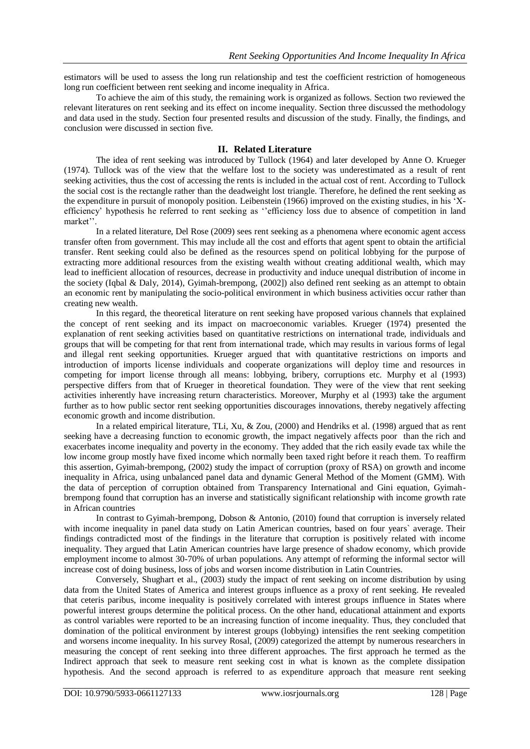estimators will be used to assess the long run relationship and test the coefficient restriction of homogeneous long run coefficient between rent seeking and income inequality in Africa.

To achieve the aim of this study, the remaining work is organized as follows. Section two reviewed the relevant literatures on rent seeking and its effect on income inequality. Section three discussed the methodology and data used in the study. Section four presented results and discussion of the study. Finally, the findings, and conclusion were discussed in section five.

## II. Related Literature

The idea of rent seeking was introduced by Tullock (1964) and later developed by Anne O. Krueger (1974). Tullock was of the view that the welfare lost to the society was underestimated as a result of rent seeking activities, thus the cost of accessing the rents is included in the actual cost of rent. According to Tullock the social cost is the rectangle rather than the deadweight lost triangle. Therefore, he defined the rent seeking as the expenditure in pursuit of monopoly position. Leibenstein (1966) improved on the existing studies, in his 'X-efficiency' hypothesis he referred to rent seeking as ''efficiency loss due to absence of competition in land market''.

In a related literature, Del Rose (2009) sees rent seeking as a phenomena where economic agent access transfer often from government. This may include all the cost and efforts that agent spent to obtain the artificial transfer. Rent seeking could also be defined as the resources spend on political lobbying for the purpose of extracting more additional resources from the existing wealth without creating additional wealth, which may lead to inefficient allocation of resources, decrease in productivity and induce unequal distribution of income in the society (Iqbal & Daly, 2014), Gyimah-brempong, (2002]) also defined rent seeking as an attempt to obtain an economic rent by manipulating the socio-political environment in which business activities occur rather than creating new wealth.

In this regard, the theoretical literature on rent seeking have proposed various channels that explained the concept of rent seeking and its impact on macroeconomic variables. Krueger (1974) presented the explanation of rent seeking activities based on quantitative restrictions on international trade, individuals and groups that will be competing for that rent from international trade, which may results in various forms of legal and illegal rent seeking opportunities. Krueger argued that with quantitative restrictions on imports and introduction of imports license individuals and cooperate organizations will deploy time and resources in competing for import license through all means: lobbying, bribery, corruptions etc. Murphy et al (1993) perspective differs from that of Krueger in theoretical foundation. They were of the view that rent seeking activities inherently have increasing return characteristics. Moreover, Murphy et al (1993) take the argument further as to how public sector rent seeking opportunities discourages innovations, thereby negatively affecting economic growth and income distribution.

In a related empirical literature, TLi, Xu, & Zou, (2000) and Hendriks et al. (1998) argued that as rent seeking have a decreasing function to economic growth, the impact negatively affects poor than the rich and exacerbates income inequality and poverty in the economy. They added that the rich easily evade tax while the low income group mostly have fixed income which normally been taxed right before it reach them. To reaffirm this assertion, Gyimah-brempong, (2002) study the impact of corruption (proxy of RSA) on growth and income inequality in Africa, using unbalanced panel data and dynamic General Method of the Moment (GMM). With the data of perception of corruption obtained from Transparency International and Gini equation, Gyimah-brempong found that corruption has an inverse and statistically significant relationship with income growth rate in African countries

In contrast to Gyimah-brempong, Dobson & Antonio, (2010) found that corruption is inversely related with income inequality in panel data study on Latin American countries, based on four years` average. Their findings contradicted most of the findings in the literature that corruption is positively related with income inequality. They argued that Latin American countries have large presence of shadow economy, which provide employment income to almost 30-70% of urban populations. Any attempt of reforming the informal sector will increase cost of doing business, loss of jobs and worsen income distribution in Latin Countries.

Conversely, Shughart et al., (2003) study the impact of rent seeking on income distribution by using data from the United States of America and interest groups influence as a proxy of rent seeking. He revealed that ceteris paribus, income inequality is positively correlated with interest groups influence in States where powerful interest groups determine the political process. On the other hand, educational attainment and exports as control variables were reported to be an increasing function of income inequality. Thus, they concluded that domination of the political environment by interest groups (lobbying) intensifies the rent seeking competition and worsens income inequality. In his survey Rosal, (2009) categorized the attempt by numerous researchers in measuring the concept of rent seeking into three different approaches. The first approach he termed as the Indirect approach that seek to measure rent seeking cost in what is known as the complete dissipation hypothesis. And the second approach is referred to as expenditure approach that measure rent seeking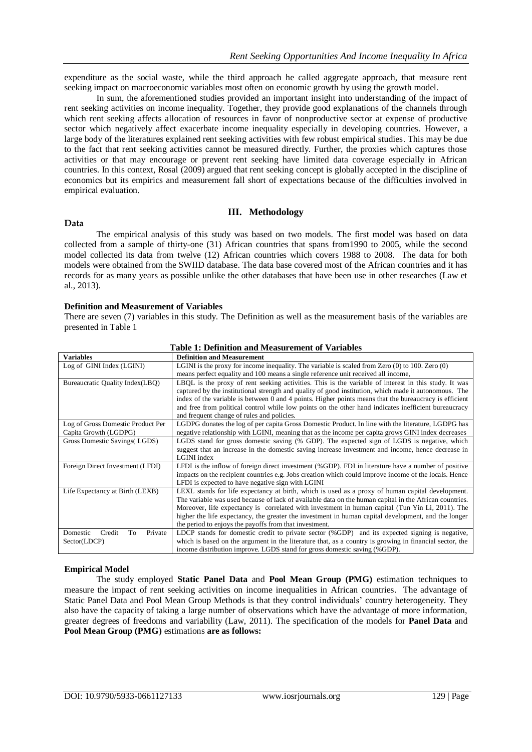expenditure as the social waste, while the third approach he called aggregate approach, that measure rent seeking impact on macroeconomic variables most often on economic growth by using the growth model.

In sum, the aforementioned studies provided an important insight into understanding of the impact of rent seeking activities on income inequality. Together, they provide good explanations of the channels through which rent seeking affects allocation of resources in favor of nonproductive sector at expense of productive sector which negatively affect exacerbate income inequality especially in developing countries. However, a large body of the literatures explained rent seeking activities with few robust empirical studies. This may be due to the fact that rent seeking activities cannot be measured directly. Further, the proxies which captures those activities or that may encourage or prevent rent seeking have limited data coverage especially in African countries. In this context, Rosal (2009) argued that rent seeking concept is globally accepted in the discipline of economics but its empirics and measurement fall short of expectations because of the difficulties involved in empirical evaluation.

## III. Methodology

**Data**

The empirical analysis of this study was based on two models. The first model was based on data collected from a sample of thirty-one (31) African countries that spans from1990 to 2005, while the second model collected its data from twelve (12) African countries which covers 1988 to 2008. The data for both models were obtained from the SWIID database. The data base covered most of the African countries and it has records for as many years as possible unlike the other databases that have been use in other researches (Law et al., 2013).

**Definition and Measurement of Variables**

There are seven (7) variables in this study. The Definition as well as the measurement basis of the variables are presented in Table 1

**Table 1: Definition and Measurement of Variables**

| Variables | Definition and Measurement |
|---|---|
| Log of GINI Index (LGINI) | LGINI is the proxy for income inequality. The variable is scaled from Zero (0) to 100. Zero (0) means perfect equality and 100 means a single reference unit received all income, |
| Bureaucratic Quality Index(LBQ) | LBQL is the proxy of rent seeking activities. This is the variable of interest in this study. It was captured by the institutional strength and quality of good institution, which made it autonomous. The index of the variable is between 0 and 4 points. Higher points means that the bureaucracy is efficient and free from political control while low points on the other hand indicates inefficient bureaucracy and frequent change of rules and policies. |
| Log of Gross Domestic Product Per Capita Growth (LGDPG) | LGDPG donates the log of per capita Gross Domestic Product. In line with the literature, LGDPG has negative relationship with LGINI, meaning that as the income per capita grows GINI index decreases |
| Gross Domestic Savings( LGDS) | LGDS stand for gross domestic saving (% GDP). The expected sign of LGDS is negative, which suggest that an increase in the domestic saving increase investment and income, hence decrease in LGINI index |
| Foreign Direct Investment (LFDI) | LFDI is the inflow of foreign direct investment (%GDP). FDI in literature have a number of positive impacts on the recipient countries e.g. Jobs creation which could improve income of the locals. Hence LFDI is expected to have negative sign with LGINI |
| Life Expectancy at Birth (LEXB) | LEXL stands for life expectancy at birth, which is used as a proxy of human capital development. The variable was used because of lack of available data on the human capital in the African countries. Moreover, life expectancy is correlated with investment in human capital (Tun Yin Li, 2011). The higher the life expectancy, the greater the investment in human capital development, and the longer the period to enjoys the payoffs from that investment. |
| Domestic Credit To Private Sector(LDCP) | LDCP stands for domestic credit to private sector (%GDP) and its expected signing is negative, which is based on the argument in the literature that, as a country is growing in financial sector, the income distribution improve. LGDS stand for gross domestic saving (%GDP). |

**Empirical Model**

The study employed **Static Panel Data** and **Pool Mean Group (PMG)** estimation techniques to measure the impact of rent seeking activities on income inequalities in African countries. The advantage of Static Panel Data and Pool Mean Group Methods is that they control individuals' country heterogeneity. They also have the capacity of taking a large number of observations which have the advantage of more information, greater degrees of freedoms and variability (Law, 2011). The specification of the models for **Panel Data** and **Pool Mean Group (PMG)** estimations **are as follows:**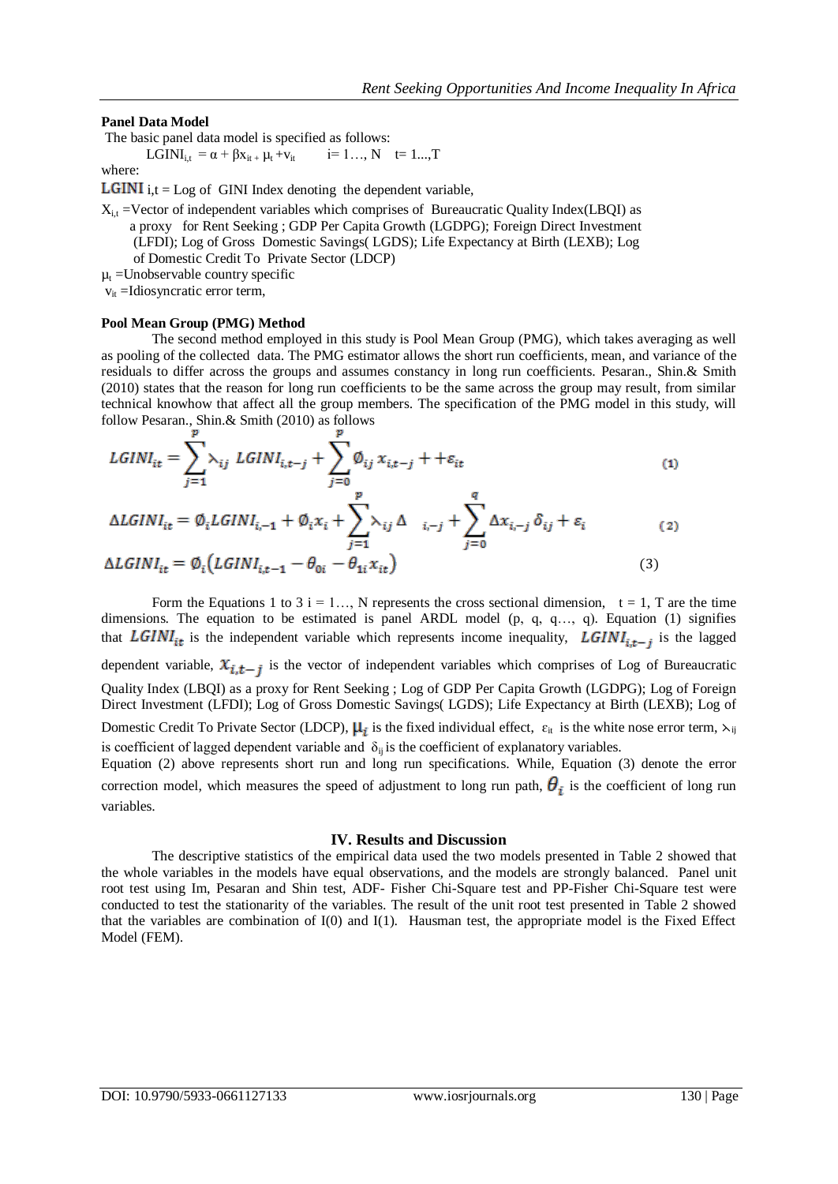**Panel Data Model**

The basic panel data model is specified as follows:

$$LGINI_{i,t} = \alpha + \beta x_{it} + \mu_t + v_{it} \qquad i= 1\ldots, N \quad t= 1\ldots,T$$

where:

$LGINI$ i,t = Log of GINI Index denoting the dependent variable,

$X_{i,t}$ =Vector of independent variables which comprises of Bureaucratic Quality Index(LBQI) as a proxy for Rent Seeking ; GDP Per Capita Growth (LGDPG); Foreign Direct Investment (LFDI); Log of Gross Domestic Savings( LGDS); Life Expectancy at Birth (LEXB); Log of Domestic Credit To Private Sector (LDCP)

$\mu_t$ =Unobservable country specific

$v_{it}$ =Idiosyncratic error term,

**Pool Mean Group (PMG) Method**

The second method employed in this study is Pool Mean Group (PMG), which takes averaging as well as pooling of the collected data. The PMG estimator allows the short run coefficients, mean, and variance of the residuals to differ across the groups and assumes constancy in long run coefficients. Pesaran., Shin.& Smith (2010) states that the reason for long run coefficients to be the same across the group may result, from similar technical knowhow that affect all the group members. The specification of the PMG model in this study, will follow Pesaran., Shin.& Smith (2010) as follows

$$LGINI_{it} = \sum_{j=1}^{p} \lambda_{ij}\ LGINI_{i,t-j} + \sum_{j=0}^{p} \emptyset_{ij}\, x_{i,t-j} + +\varepsilon_{it} \qquad (1)$$

$$\Delta LGINI_{it} = \emptyset_i LGINI_{i,-1} + \emptyset_i x_i + \sum_{j=1}^{p} \lambda_{ij}\,\Delta \quad_{i,-j} + \sum_{j=0}^{q} \Delta x_{i,-j}\,\delta_{ij} + \varepsilon_i \qquad (2)$$

$$\Delta LGINI_{it} = \emptyset_i\left(LGINI_{i,t-1} - \theta_{0i} - \theta_{1i} x_{it}\right) \qquad (3)$$

Form the Equations 1 to 3 i = 1…, N represents the cross sectional dimension, t = 1, T are the time dimensions. The equation to be estimated is panel ARDL model (p, q, q…, q). Equation (1) signifies that $LGINI_{it}$ is the independent variable which represents income inequality, $LGINI_{i,t-j}$ is the lagged dependent variable, $x_{i,t-j}$ is the vector of independent variables which comprises of Log of Bureaucratic Quality Index (LBQI) as a proxy for Rent Seeking ; Log of GDP Per Capita Growth (LGDPG); Log of Foreign Direct Investment (LFDI); Log of Gross Domestic Savings( LGDS); Life Expectancy at Birth (LEXB); Log of Domestic Credit To Private Sector (LDCP), $\mu_i$ is the fixed individual effect, $\varepsilon_{it}$ is the white nose error term, $\lambda_{ij}$ is coefficient of lagged dependent variable and $\delta_{ij}$ is the coefficient of explanatory variables.

Equation (2) above represents short run and long run specifications. While, Equation (3) denote the error correction model, which measures the speed of adjustment to long run path, $\theta_i$ is the coefficient of long run variables.

## IV. Results and Discussion

The descriptive statistics of the empirical data used the two models presented in Table 2 showed that the whole variables in the models have equal observations, and the models are strongly balanced. Panel unit root test using Im, Pesaran and Shin test, ADF- Fisher Chi-Square test and PP-Fisher Chi-Square test were conducted to test the stationarity of the variables. The result of the unit root test presented in Table 2 showed that the variables are combination of I(0) and I(1). Hausman test, the appropriate model is the Fixed Effect Model (FEM).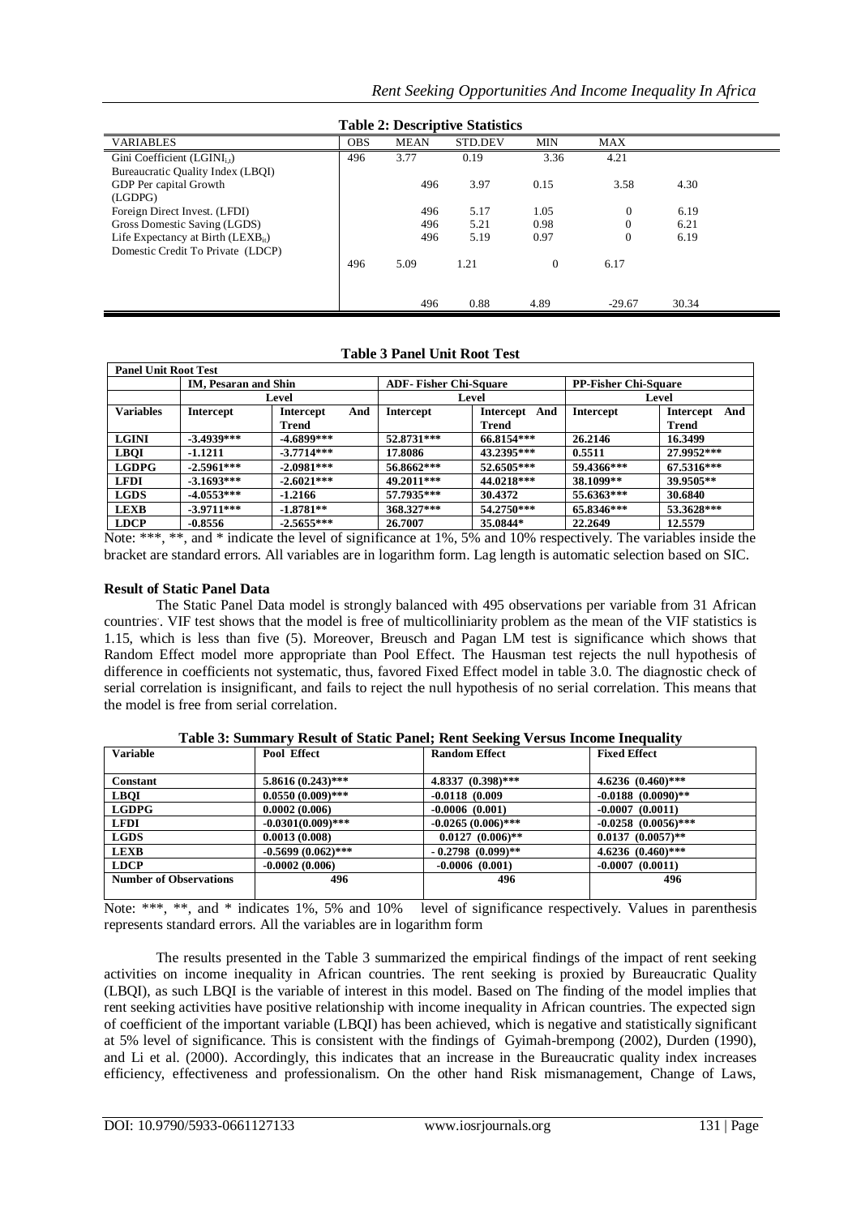**Table 2: Descriptive Statistics**

| VARIABLES | OBS | MEAN | STD.DEV | MIN | MAX | |
|---|---|---|---|---|---|---|
| Gini Coefficient ($LGINI_{i,t}$) | 496 | 3.77 | 0.19 | 3.36 | 4.21 | |
| Bureaucratic Quality Index (LBQI) | | | | | | |
| GDP Per capital Growth (LGDPG) | | 496 | 3.97 | 0.15 | 3.58 | 4.30 |
| Foreign Direct Invest. (LFDI) | | 496 | 5.17 | 1.05 | 0 | 6.19 |
| Gross Domestic Saving (LGDS) | | 496 | 5.21 | 0.98 | 0 | 6.21 |
| Life Expectancy at Birth ($LEXB_{it}$) | | 496 | 5.19 | 0.97 | 0 | 6.19 |
| Domestic Credit To Private (LDCP) | | | | | | |
| | 496 | 5.09 | 1.21 | 0 | 6.17 | |
| | | 496 | 0.88 | 4.89 | -29.67 | 30.34 |

**Table 3 Panel Unit Root Test**

| **Panel Unit Root Test** | | | | | | |
|---|---|---|---|---|---|---|
| | **IM, Pesaran and Shin** | | **ADF- Fisher Chi-Square** | | **PP-Fisher Chi-Square** | |
| | **Level** | | **Level** | | **Level** | |
| **Variables** | **Intercept** | **Intercept And Trend** | **Intercept** | **Intercept And Trend** | **Intercept** | **Intercept And Trend** |
| **LGINI** | **-3.4939*** ** | **-4.6899*** ** | **52.8731*** ** | **66.8154*** ** | **26.2146** | **16.3499** |
| **LBQI** | **-1.1211** | **-3.7714*** ** | **17.8086** | **43.2395*** ** | **0.5511** | **27.9952*** ** |
| **LGDPG** | **-2.5961*** ** | **-2.0981*** ** | **56.8662*** ** | **52.6505*** ** | **59.4366*** ** | **67.5316*** ** |
| **LFDI** | **-3.1693*** ** | **-2.6021*** ** | **49.2011*** ** | **44.0218*** ** | **38.1099** ** | **39.9505** ** |
| **LGDS** | **-4.0553*** ** | **-1.2166** | **57.7935*** ** | **30.4372** | **55.6363*** ** | **30.6840** |
| **LEXB** | **-3.9711*** ** | **-1.8781** ** | **368.327*** ** | **54.2750*** ** | **65.8346*** ** | **53.3628*** ** |
| **LDCP** | **-0.8556** | **-2.5655*** ** | **26.7007** | **35.0844*** | **22.2649** | **12.5579** |

Note: ***, **, and * indicate the level of significance at 1%, 5% and 10% respectively. The variables inside the bracket are standard errors. All variables are in logarithm form. Lag length is automatic selection based on SIC.

**Result of Static Panel Data**

The Static Panel Data model is strongly balanced with 495 observations per variable from 31 African countries. VIF test shows that the model is free of multicolliniarity problem as the mean of the VIF statistics is 1.15, which is less than five (5). Moreover, Breusch and Pagan LM test is significance which shows that Random Effect model more appropriate than Pool Effect. The Hausman test rejects the null hypothesis of difference in coefficients not systematic, thus, favored Fixed Effect model in table 3.0. The diagnostic check of serial correlation is insignificant, and fails to reject the null hypothesis of no serial correlation. This means that the model is free from serial correlation.

**Table 3: Summary Result of Static Panel; Rent Seeking Versus Income Inequality**

| **Variable** | **Pool Effect** | **Random Effect** | **Fixed Effect** |
|---|---|---|---|
| **Constant** | 5.8616 (0.243)*** | 4.8337 (0.398)*** | 4.6236 (0.460)*** |
| **LBQI** | 0.0550 (0.009)*** | -0.0118 (0.009 | -0.0188 (0.0090)** |
| **LGDPG** | 0.0002 (0.006) | -0.0006 (0.001) | -0.0007 (0.0011) |
| **LFDI** | -0.0301(0.009)*** | -0.0265 (0.006)*** | -0.0258 (0.0056)*** |
| **LGDS** | 0.0013 (0.008) | 0.0127 (0.006)** | 0.0137 (0.0057)** |
| **LEXB** | -0.5699 (0.062)*** | - 0.2798 (0.099)** | 4.6236 (0.460)*** |
| **LDCP** | -0.0002 (0.006) | -0.0006 (0.001) | -0.0007 (0.0011) |
| **Number of Observations** | **496** | **496** | **496** |

Note: ***, **, and * indicates 1%, 5% and 10% level of significance respectively. Values in parenthesis represents standard errors. All the variables are in logarithm form

The results presented in the Table 3 summarized the empirical findings of the impact of rent seeking activities on income inequality in African countries. The rent seeking is proxied by Bureaucratic Quality (LBQI), as such LBQI is the variable of interest in this model. Based on The finding of the model implies that rent seeking activities have positive relationship with income inequality in African countries. The expected sign of coefficient of the important variable (LBQI) has been achieved, which is negative and statistically significant at 5% level of significance. This is consistent with the findings of Gyimah-brempong (2002), Durden (1990), and Li et al. (2000). Accordingly, this indicates that an increase in the Bureaucratic quality index increases efficiency, effectiveness and professionalism. On the other hand Risk mismanagement, Change of Laws,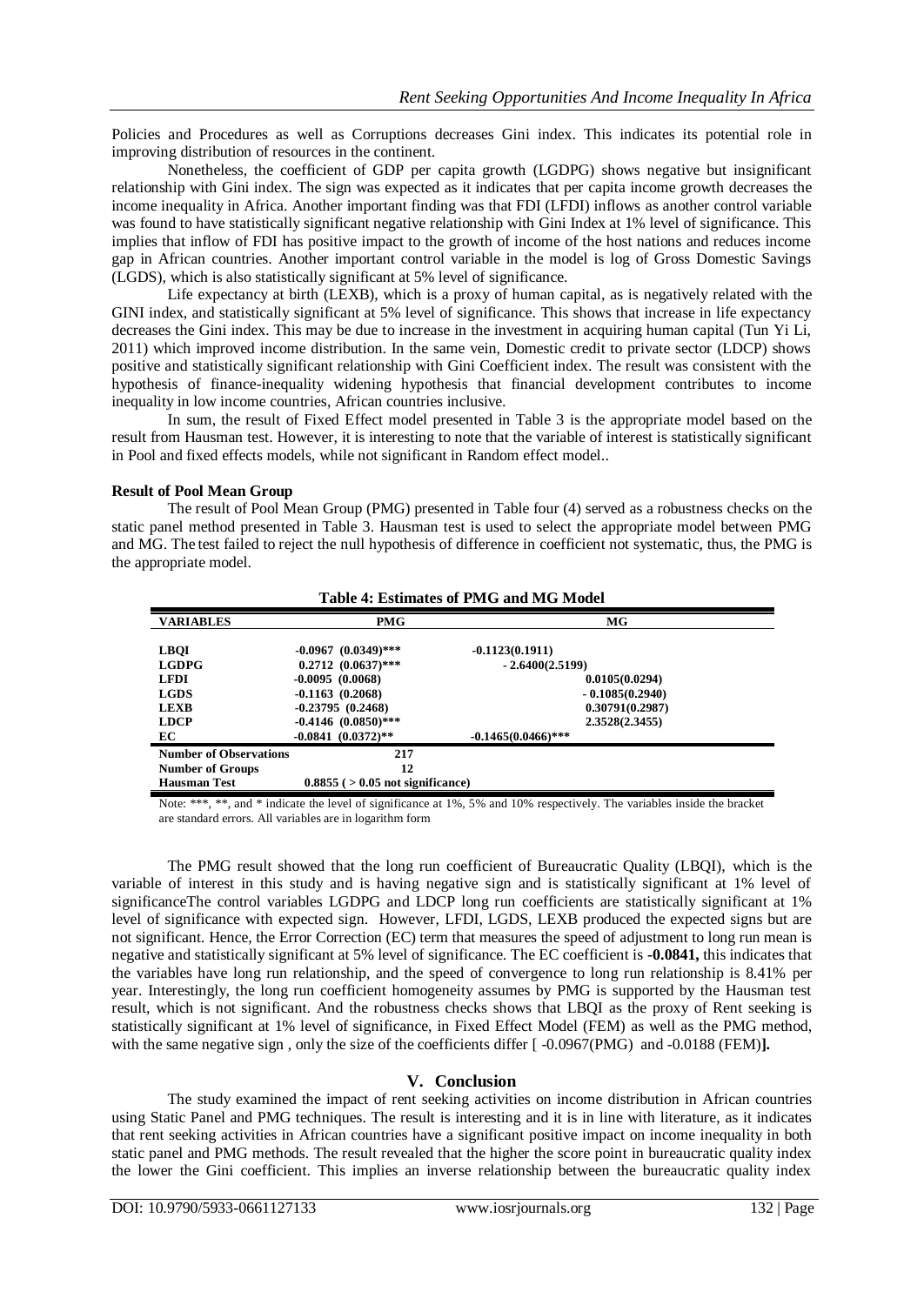Policies and Procedures as well as Corruptions decreases Gini index. This indicates its potential role in improving distribution of resources in the continent.

Nonetheless, the coefficient of GDP per capita growth (LGDPG) shows negative but insignificant relationship with Gini index. The sign was expected as it indicates that per capita income growth decreases the income inequality in Africa. Another important finding was that FDI (LFDI) inflows as another control variable was found to have statistically significant negative relationship with Gini Index at 1% level of significance. This implies that inflow of FDI has positive impact to the growth of income of the host nations and reduces income gap in African countries. Another important control variable in the model is log of Gross Domestic Savings (LGDS), which is also statistically significant at 5% level of significance.

Life expectancy at birth (LEXB), which is a proxy of human capital, as is negatively related with the GINI index, and statistically significant at 5% level of significance. This shows that increase in life expectancy decreases the Gini index. This may be due to increase in the investment in acquiring human capital (Tun Yi Li, 2011) which improved income distribution. In the same vein, Domestic credit to private sector (LDCP) shows positive and statistically significant relationship with Gini Coefficient index. The result was consistent with the hypothesis of finance-inequality widening hypothesis that financial development contributes to income inequality in low income countries, African countries inclusive.

In sum, the result of Fixed Effect model presented in Table 3 is the appropriate model based on the result from Hausman test. However, it is interesting to note that the variable of interest is statistically significant in Pool and fixed effects models, while not significant in Random effect model..

**Result of Pool Mean Group**

The result of Pool Mean Group (PMG) presented in Table four (4) served as a robustness checks on the static panel method presented in Table 3. Hausman test is used to select the appropriate model between PMG and MG. The test failed to reject the null hypothesis of difference in coefficient not systematic, thus, the PMG is the appropriate model.

**Table 4: Estimates of PMG and MG Model**

| VARIABLES | PMG | MG |
|---|---|---|
| LBQI | -0.0967 (0.0349)*** | -0.1123(0.1911) |
| LGDPG | 0.2712 (0.0637)*** | - 2.6400(2.5199) |
| LFDI | -0.0095 (0.0068) | 0.0105(0.0294) |
| LGDS | -0.1163 (0.2068) | - 0.1085(0.2940) |
| LEXB | -0.23795 (0.2468) | 0.30791(0.2987) |
| LDCP | -0.4146 (0.0850)*** | 2.3528(2.3455) |
| EC | -0.0841 (0.0372)** | -0.1465(0.0466)*** |
| Number of Observations | 217 | |
| Number of Groups | 12 | |
| Hausman Test | 0.8855 ( > 0.05 not significance) | |

Note: ***, **, and * indicate the level of significance at 1%, 5% and 10% respectively. The variables inside the bracket are standard errors. All variables are in logarithm form

The PMG result showed that the long run coefficient of Bureaucratic Quality (LBQI), which is the variable of interest in this study and is having negative sign and is statistically significant at 1% level of significanceThe control variables LGDPG and LDCP long run coefficients are statistically significant at 1% level of significance with expected sign. However, LFDI, LGDS, LEXB produced the expected signs but are not significant. Hence, the Error Correction (EC) term that measures the speed of adjustment to long run mean is negative and statistically significant at 5% level of significance. The EC coefficient is **-0.0841,** this indicates that the variables have long run relationship, and the speed of convergence to long run relationship is 8.41% per year. Interestingly, the long run coefficient homogeneity assumes by PMG is supported by the Hausman test result, which is not significant. And the robustness checks shows that LBQI as the proxy of Rent seeking is statistically significant at 1% level of significance, in Fixed Effect Model (FEM) as well as the PMG method, with the same negative sign , only the size of the coefficients differ [ -0.0967(PMG) and -0.0188 (FEM)**].**

## V. Conclusion

The study examined the impact of rent seeking activities on income distribution in African countries using Static Panel and PMG techniques. The result is interesting and it is in line with literature, as it indicates that rent seeking activities in African countries have a significant positive impact on income inequality in both static panel and PMG methods. The result revealed that the higher the score point in bureaucratic quality index the lower the Gini coefficient. This implies an inverse relationship between the bureaucratic quality index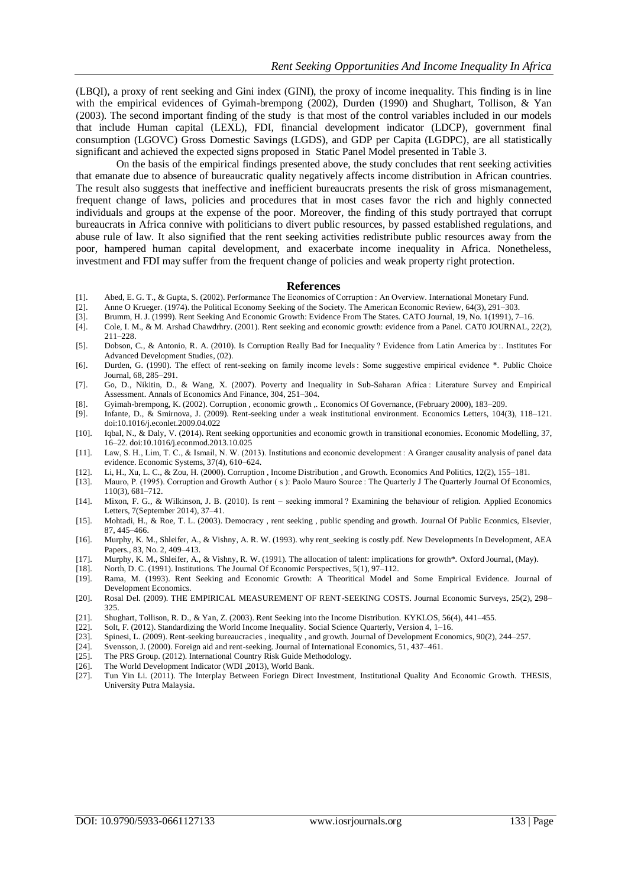(LBQI), a proxy of rent seeking and Gini index (GINI), the proxy of income inequality. This finding is in line with the empirical evidences of Gyimah-brempong (2002), Durden (1990) and Shughart, Tollison, & Yan (2003). The second important finding of the study is that most of the control variables included in our models that include Human capital (LEXL), FDI, financial development indicator (LDCP), government final consumption (LGOVC) Gross Domestic Savings (LGDS), and GDP per Capita (LGDPC), are all statistically significant and achieved the expected signs proposed in Static Panel Model presented in Table 3.

On the basis of the empirical findings presented above, the study concludes that rent seeking activities that emanate due to absence of bureaucratic quality negatively affects income distribution in African countries. The result also suggests that ineffective and inefficient bureaucrats presents the risk of gross mismanagement, frequent change of laws, policies and procedures that in most cases favor the rich and highly connected individuals and groups at the expense of the poor. Moreover, the finding of this study portrayed that corrupt bureaucrats in Africa connive with politicians to divert public resources, by passed established regulations, and abuse rule of law. It also signified that the rent seeking activities redistribute public resources away from the poor, hampered human capital development, and exacerbate income inequality in Africa. Nonetheless, investment and FDI may suffer from the frequent change of policies and weak property right protection.

## References

[1]. Abed, E. G. T., & Gupta, S. (2002). Performance The Economics of Corruption : An Overview. International Monetary Fund.

[2]. Anne O Krueger. (1974). the Political Economy Seeking of the Society. The American Economic Review, 64(3), 291–303.

[3]. Brumm, H. J. (1999). Rent Seeking And Economic Growth: Evidence From The States. CATO Journal, 19, No. 1(1991), 7–16.

[4]. Cole, I. M., & M. Arshad Chawdrhry. (2001). Rent seeking and economic growth: evidence from a Panel. CAT0 JOURNAL, 22(2), 211–228.

[5]. Dobson, C., & Antonio, R. A. (2010). Is Corruption Really Bad for Inequality ? Evidence from Latin America by :. Institutes For Advanced Development Studies, (02).

[6]. Durden, G. (1990). The effect of rent-seeking on family income levels : Some suggestive empirical evidence *. Public Choice Journal, 68, 285–291.

[7]. Go, D., Nikitin, D., & Wang, X. (2007). Poverty and Inequality in Sub-Saharan Africa : Literature Survey and Empirical Assessment. Annals of Economics And Finance, 304, 251–304.

[8]. Gyimah-brempong, K. (2002). Corruption , economic growth ,. Economics Of Governance, (February 2000), 183–209.

[9]. Infante, D., & Smirnova, J. (2009). Rent-seeking under a weak institutional environment. Economics Letters, 104(3), 118–121. doi:10.1016/j.econlet.2009.04.022

[10]. Iqbal, N., & Daly, V. (2014). Rent seeking opportunities and economic growth in transitional economies. Economic Modelling, 37, 16–22. doi:10.1016/j.econmod.2013.10.025

[11]. Law, S. H., Lim, T. C., & Ismail, N. W. (2013). Institutions and economic development : A Granger causality analysis of panel data evidence. Economic Systems, 37(4), 610–624.

[12]. Li, H., Xu, L. C., & Zou, H. (2000). Corruption , Income Distribution , and Growth. Economics And Politics, 12(2), 155–181.

[13]. Mauro, P. (1995). Corruption and Growth Author ( s ): Paolo Mauro Source : The Quarterly J The Quarterly Journal Of Economics, 110(3), 681–712.

[14]. Mixon, F. G., & Wilkinson, J. B. (2010). Is rent – seeking immoral ? Examining the behaviour of religion. Applied Economics Letters, 7(September 2014), 37–41.

[15]. Mohtadi, H., & Roe, T. L. (2003). Democracy , rent seeking , public spending and growth. Journal Of Public Econmics, Elsevier, 87, 445–466.

[16]. Murphy, K. M., Shleifer, A., & Vishny, A. R. W. (1993). why rent_seeking is costly.pdf. New Developments In Development, AEA Papers., 83, No. 2, 409–413.

[17]. Murphy, K. M., Shleifer, A., & Vishny, R. W. (1991). The allocation of talent: implications for growth*. Oxford Journal, (May).

[18]. North, D. C. (1991). Institutions. The Journal Of Economic Perspectives, 5(1), 97–112.

[19]. Rama, M. (1993). Rent Seeking and Economic Growth: A Theoritical Model and Some Empirical Evidence. Journal of Development Economics.

[20]. Rosal Del. (2009). THE EMPIRICAL MEASUREMENT OF RENT-SEEKING COSTS. Journal Economic Surveys, 25(2), 298–325.

[21]. Shughart, Tollison, R. D., & Yan, Z. (2003). Rent Seeking into the Income Distribution. KYKLOS, 56(4), 441–455.

[22]. Solt, F. (2012). Standardizing the World Income Inequality. Social Science Quarterly, Version 4, 1–16.

[23]. Spinesi, L. (2009). Rent-seeking bureaucracies , inequality , and growth. Journal of Development Economics, 90(2), 244–257.

[24]. Svensson, J. (2000). Foreign aid and rent-seeking. Journal of International Economics, 51, 437–461.

[25]. The PRS Group. (2012). International Country Risk Guide Methodology.

[26]. The World Development Indicator (WDI ,2013), World Bank.

[27]. Tun Yin Li. (2011). The Interplay Between Foriegn Direct Investment, Institutional Quality And Economic Growth. THESIS, University Putra Malaysia.